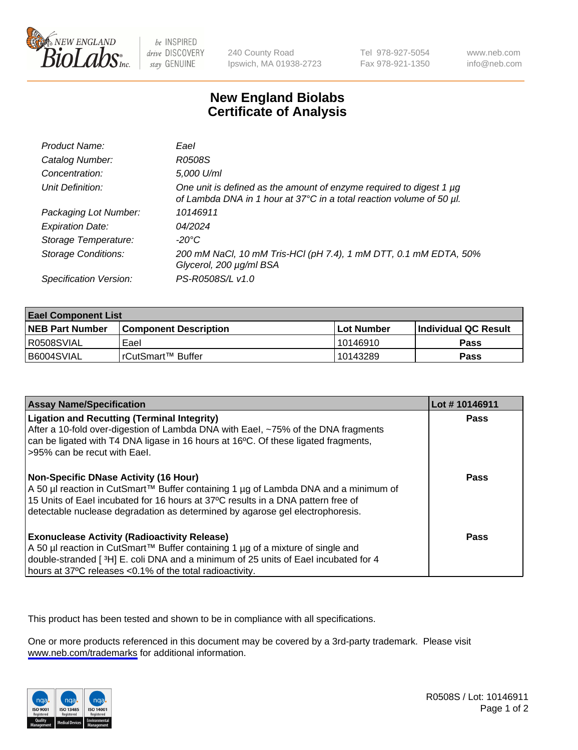240 County Road
Ipswich, MA 01938-2723

Tel 978-927-5054
Fax 978-921-1350

www.neb.com
info@neb.com

# New England Biolabs
# Certificate of Analysis

| | |
|---|---|
| *Product Name:* | *EaeI* |
| *Catalog Number:* | *R0508S* |
| *Concentration:* | *5,000 U/ml* |
| *Unit Definition:* | *One unit is defined as the amount of enzyme required to digest 1 µg of Lambda DNA in 1 hour at 37°C in a total reaction volume of 50 µl.* |
| *Packaging Lot Number:* | *10146911* |
| *Expiration Date:* | *04/2024* |
| *Storage Temperature:* | *-20°C* |
| *Storage Conditions:* | *200 mM NaCl, 10 mM Tris-HCl (pH 7.4), 1 mM DTT, 0.1 mM EDTA, 50% Glycerol, 200 µg/ml BSA* |
| *Specification Version:* | *PS-R0508S/L v1.0* |

**EaeI Component List**

| NEB Part Number | Component Description | Lot Number | Individual QC Result |
|---|---|---|---|
| R0508SVIAL | EaeI | 10146910 | **Pass** |
| B6004SVIAL | rCutSmart™ Buffer | 10143289 | **Pass** |

| Assay Name/Specification | Lot # 10146911 |
|---|---|
| **Ligation and Recutting (Terminal Integrity)** After a 10-fold over-digestion of Lambda DNA with EaeI, ~75% of the DNA fragments can be ligated with T4 DNA ligase in 16 hours at 16ºC. Of these ligated fragments, >95% can be recut with EaeI. | **Pass** |
| **Non-Specific DNase Activity (16 Hour)** A 50 µl reaction in CutSmart™ Buffer containing 1 µg of Lambda DNA and a minimum of 15 Units of EaeI incubated for 16 hours at 37ºC results in a DNA pattern free of detectable nuclease degradation as determined by agarose gel electrophoresis. | **Pass** |
| **Exonuclease Activity (Radioactivity Release)** A 50 µl reaction in CutSmart™ Buffer containing 1 µg of a mixture of single and double-stranded [ $^3$H] E. coli DNA and a minimum of 25 units of EaeI incubated for 4 hours at 37ºC releases <0.1% of the total radioactivity. | **Pass** |

This product has been tested and shown to be in compliance with all specifications.

One or more products referenced in this document may be covered by a 3rd-party trademark. Please visit www.neb.com/trademarks for additional information.

R0508S / Lot: 10146911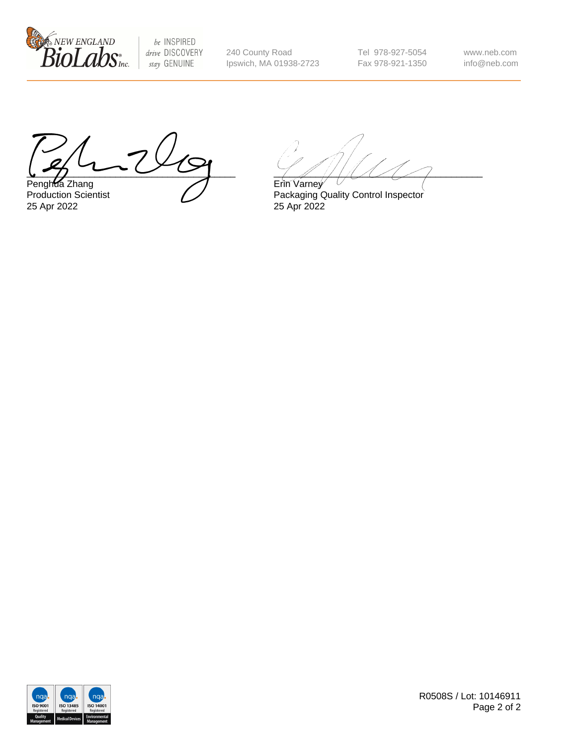Penghua Zhang
Production Scientist
25 Apr 2022

Erin Varney
Packaging Quality Control Inspector
25 Apr 2022

R0508S / Lot: 10146911